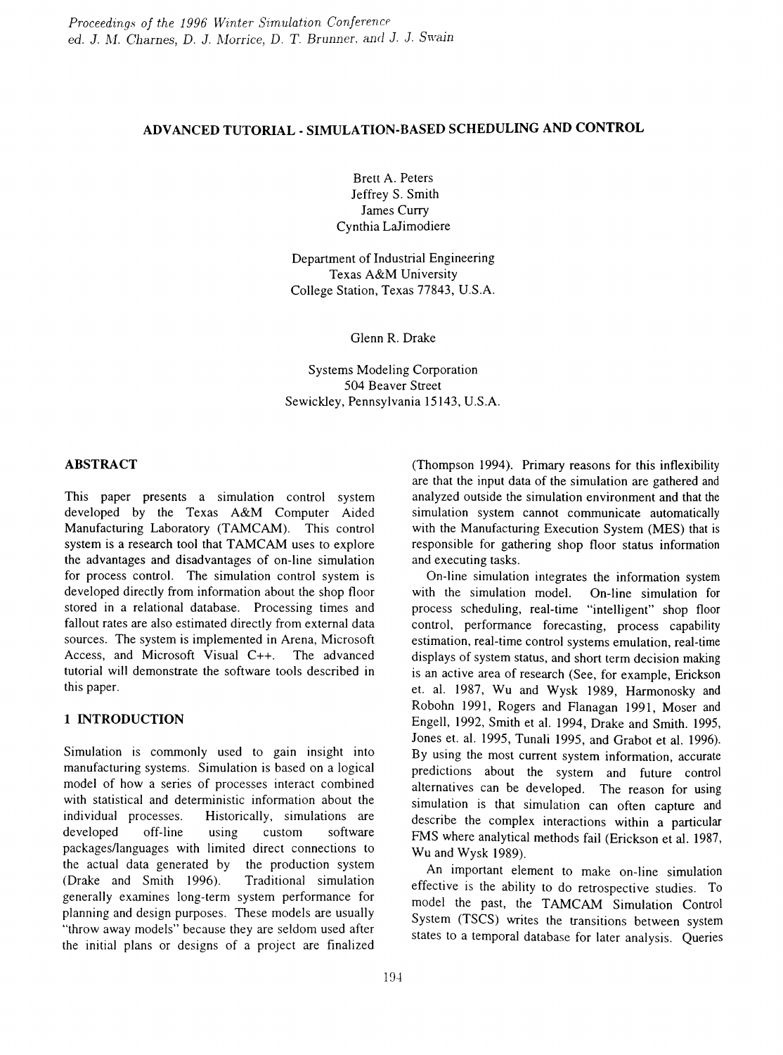# ADVANCED TUTORIAL - SIMULATION-BASED SCHEDULING AND CONTROL

Brett A. Peters
Jeffrey S. Smith
James Curry
Cynthia LaJimodiere

Department of Industrial Engineering
Texas A&M University
College Station, Texas 77843, U.S.A.

Glenn R. Drake

Systems Modeling Corporation
504 Beaver Street
Sewickley, Pennsylvania 15143, U.S.A.

## ABSTRACT

This paper presents a simulation control system developed by the Texas A&M Computer Aided Manufacturing Laboratory (TAMCAM). This control system is a research tool that TAMCAM uses to explore the advantages and disadvantages of on-line simulation for process control. The simulation control system is developed directly from information about the shop floor stored in a relational database. Processing times and fallout rates are also estimated directly from external data sources. The system is implemented in Arena, Microsoft Access, and Microsoft Visual C++. The advanced tutorial will demonstrate the software tools described in this paper.

## 1 INTRODUCTION

Simulation is commonly used to gain insight into manufacturing systems. Simulation is based on a logical model of how a series of processes interact combined with statistical and deterministic information about the individual processes. Historically, simulations are developed off-line using custom software packages/languages with limited direct connections to the actual data generated by the production system (Drake and Smith 1996). Traditional simulation generally examines long-term system performance for planning and design purposes. These models are usually "throw away models" because they are seldom used after the initial plans or designs of a project are finalized (Thompson 1994). Primary reasons for this inflexibility are that the input data of the simulation are gathered and analyzed outside the simulation environment and that the simulation system cannot communicate automatically with the Manufacturing Execution System (MES) that is responsible for gathering shop floor status information and executing tasks.

On-line simulation integrates the information system with the simulation model. On-line simulation for process scheduling, real-time "intelligent" shop floor control, performance forecasting, process capability estimation, real-time control systems emulation, real-time displays of system status, and short term decision making is an active area of research (See, for example, Erickson et. al. 1987, Wu and Wysk 1989, Harmonosky and Robohn 1991, Rogers and Flanagan 1991, Moser and Engell, 1992, Smith et al. 1994, Drake and Smith. 1995, Jones et. al. 1995, Tunali 1995, and Grabot et al. 1996). By using the most current system information, accurate predictions about the system and future control alternatives can be developed. The reason for using simulation is that simulation can often capture and describe the complex interactions within a particular FMS where analytical methods fail (Erickson et al. 1987, Wu and Wysk 1989).

An important element to make on-line simulation effective is the ability to do retrospective studies. To model the past, the TAMCAM Simulation Control System (TSCS) writes the transitions between system states to a temporal database for later analysis. Queries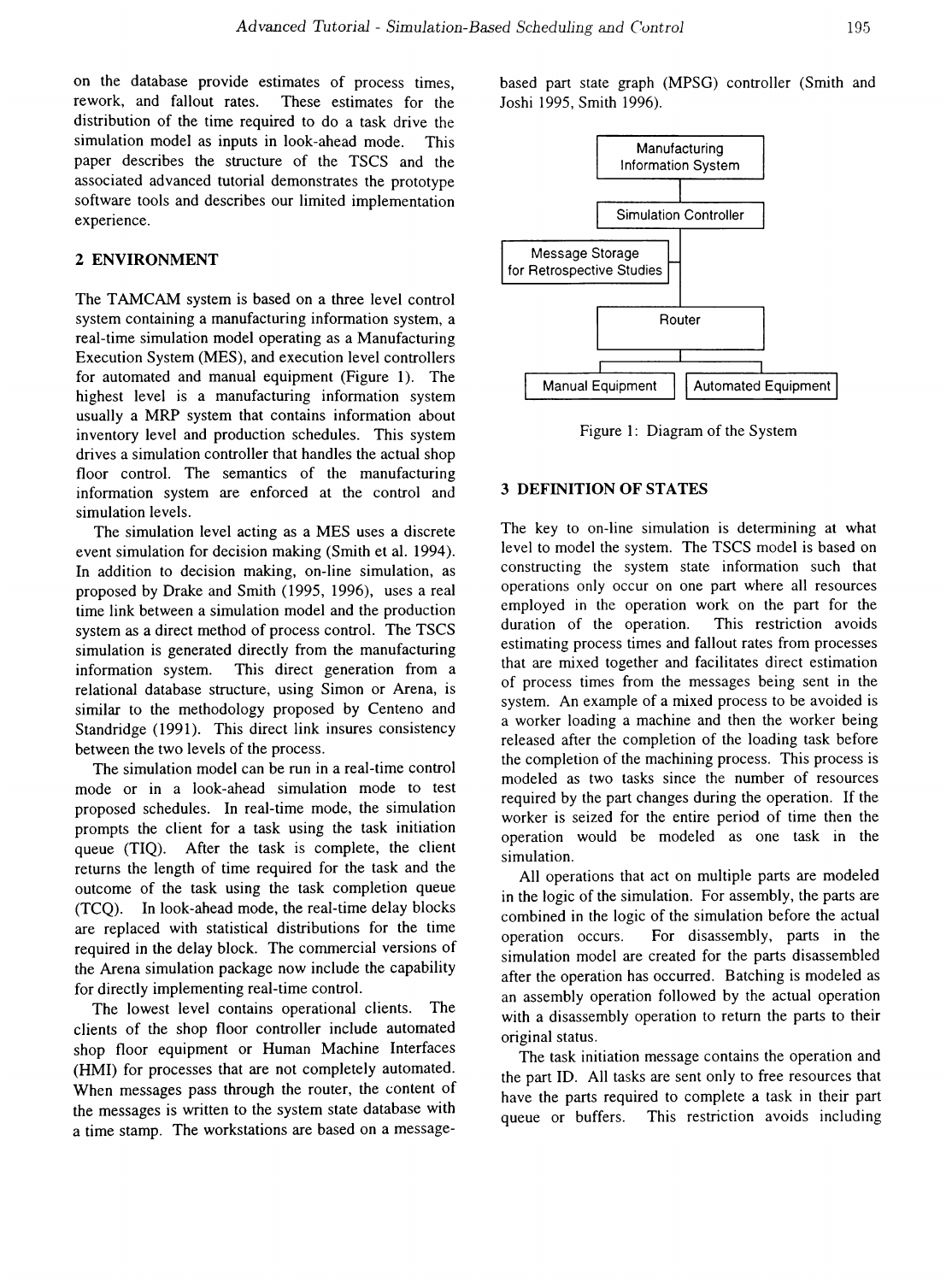on the database provide estimates of process times, rework, and fallout rates. These estimates for the distribution of the time required to do a task drive the simulation model as inputs in look-ahead mode. This paper describes the structure of the TSCS and the associated advanced tutorial demonstrates the prototype software tools and describes our limited implementation experience.

## 2 ENVIRONMENT

The TAMCAM system is based on a three level control system containing a manufacturing information system, a real-time simulation model operating as a Manufacturing Execution System (MES), and execution level controllers for automated and manual equipment (Figure 1). The highest level is a manufacturing information system usually a MRP system that contains information about inventory level and production schedules. This system drives a simulation controller that handles the actual shop floor control. The semantics of the manufacturing information system are enforced at the control and simulation levels.

The simulation level acting as a MES uses a discrete event simulation for decision making (Smith et al. 1994). In addition to decision making, on-line simulation, as proposed by Drake and Smith (1995, 1996), uses a real time link between a simulation model and the production system as a direct method of process control. The TSCS simulation is generated directly from the manufacturing information system. This direct generation from a relational database structure, using Simon or Arena, is similar to the methodology proposed by Centeno and Standridge (1991). This direct link insures consistency between the two levels of the process.

The simulation model can be run in a real-time control mode or in a look-ahead simulation mode to test proposed schedules. In real-time mode, the simulation prompts the client for a task using the task initiation queue (TIQ). After the task is complete, the client returns the length of time required for the task and the outcome of the task using the task completion queue (TCQ). In look-ahead mode, the real-time delay blocks are replaced with statistical distributions for the time required in the delay block. The commercial versions of the Arena simulation package now include the capability for directly implementing real-time control.

The lowest level contains operational clients. The clients of the shop floor controller include automated shop floor equipment or Human Machine Interfaces (HMI) for processes that are not completely automated. When messages pass through the router, the content of the messages is written to the system state database with a time stamp. The workstations are based on a message-based part state graph (MPSG) controller (Smith and Joshi 1995, Smith 1996).

Manufacturing Information System

Simulation Controller

Message Storage for Retrospective Studies

Router

Manual Equipment

Automated Equipment

Figure 1: Diagram of the System

## 3 DEFINITION OF STATES

The key to on-line simulation is determining at what level to model the system. The TSCS model is based on constructing the system state information such that operations only occur on one part where all resources employed in the operation work on the part for the duration of the operation. This restriction avoids estimating process times and fallout rates from processes that are mixed together and facilitates direct estimation of process times from the messages being sent in the system. An example of a mixed process to be avoided is a worker loading a machine and then the worker being released after the completion of the loading task before the completion of the machining process. This process is modeled as two tasks since the number of resources required by the part changes during the operation. If the worker is seized for the entire period of time then the operation would be modeled as one task in the simulation.

All operations that act on multiple parts are modeled in the logic of the simulation. For assembly, the parts are combined in the logic of the simulation before the actual operation occurs. For disassembly, parts in the simulation model are created for the parts disassembled after the operation has occurred. Batching is modeled as an assembly operation followed by the actual operation with a disassembly operation to return the parts to their original status.

The task initiation message contains the operation and the part ID. All tasks are sent only to free resources that have the parts required to complete a task in their part queue or buffers. This restriction avoids including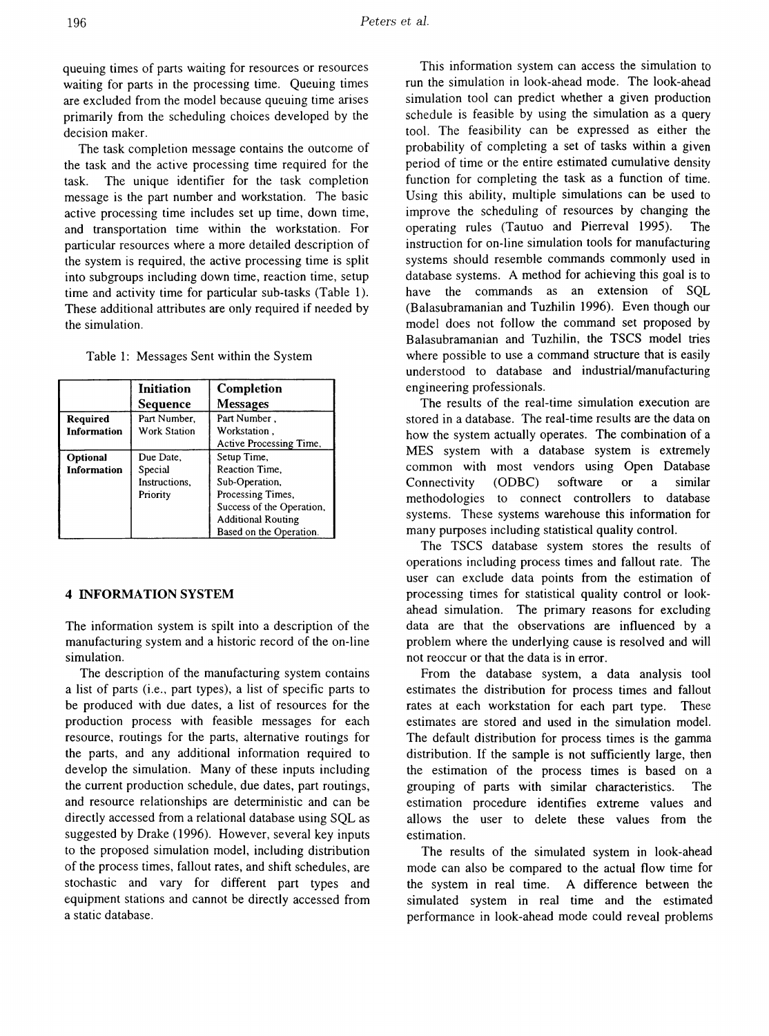queuing times of parts waiting for resources or resources waiting for parts in the processing time. Queuing times are excluded from the model because queuing time arises primarily from the scheduling choices developed by the decision maker.

The task completion message contains the outcome of the task and the active processing time required for the task. The unique identifier for the task completion message is the part number and workstation. The basic active processing time includes set up time, down time, and transportation time within the workstation. For particular resources where a more detailed description of the system is required, the active processing time is split into subgroups including down time, reaction time, setup time and activity time for particular sub-tasks (Table 1). These additional attributes are only required if needed by the simulation.

Table 1: Messages Sent within the System

| | Initiation Sequence | Completion Messages |
|---|---|---|
| **Required Information** | Part Number, Work Station | Part Number , Workstation , Active Processing Time, |
| **Optional Information** | Due Date, Special Instructions, Priority | Setup Time, Reaction Time, Sub-Operation, Processing Times, Success of the Operation, Additional Routing Based on the Operation. |

## 4 INFORMATION SYSTEM

The information system is spilt into a description of the manufacturing system and a historic record of the on-line simulation.

The description of the manufacturing system contains a list of parts (i.e., part types), a list of specific parts to be produced with due dates, a list of resources for the production process with feasible messages for each resource, routings for the parts, alternative routings for the parts, and any additional information required to develop the simulation. Many of these inputs including the current production schedule, due dates, part routings, and resource relationships are deterministic and can be directly accessed from a relational database using SQL as suggested by Drake (1996). However, several key inputs to the proposed simulation model, including distribution of the process times, fallout rates, and shift schedules, are stochastic and vary for different part types and equipment stations and cannot be directly accessed from a static database.

This information system can access the simulation to run the simulation in look-ahead mode. The look-ahead simulation tool can predict whether a given production schedule is feasible by using the simulation as a query tool. The feasibility can be expressed as either the probability of completing a set of tasks within a given period of time or the entire estimated cumulative density function for completing the task as a function of time. Using this ability, multiple simulations can be used to improve the scheduling of resources by changing the operating rules (Tautuo and Pierreval 1995). The instruction for on-line simulation tools for manufacturing systems should resemble commands commonly used in database systems. A method for achieving this goal is to have the commands as an extension of SQL (Balasubramanian and Tuzhilin 1996). Even though our model does not follow the command set proposed by Balasubramanian and Tuzhilin, the TSCS model tries where possible to use a command structure that is easily understood to database and industrial/manufacturing engineering professionals.

The results of the real-time simulation execution are stored in a database. The real-time results are the data on how the system actually operates. The combination of a MES system with a database system is extremely common with most vendors using Open Database Connectivity (ODBC) software or a similar methodologies to connect controllers to database systems. These systems warehouse this information for many purposes including statistical quality control.

The TSCS database system stores the results of operations including process times and fallout rate. The user can exclude data points from the estimation of processing times for statistical quality control or look-ahead simulation. The primary reasons for excluding data are that the observations are influenced by a problem where the underlying cause is resolved and will not reoccur or that the data is in error.

From the database system, a data analysis tool estimates the distribution for process times and fallout rates at each workstation for each part type. These estimates are stored and used in the simulation model. The default distribution for process times is the gamma distribution. If the sample is not sufficiently large, then the estimation of the process times is based on a grouping of parts with similar characteristics. The estimation procedure identifies extreme values and allows the user to delete these values from the estimation.

The results of the simulated system in look-ahead mode can also be compared to the actual flow time for the system in real time. A difference between the simulated system in real time and the estimated performance in look-ahead mode could reveal problems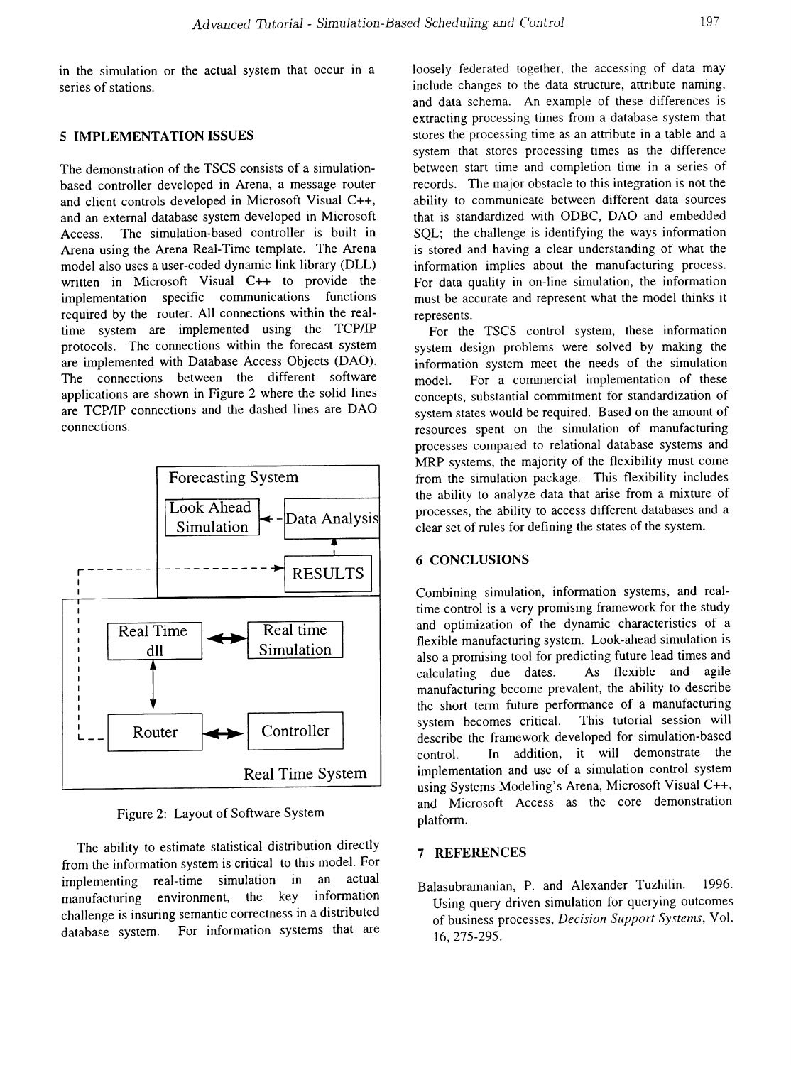in the simulation or the actual system that occur in a series of stations.

## 5 IMPLEMENTATION ISSUES

The demonstration of the TSCS consists of a simulation-based controller developed in Arena, a message router and client controls developed in Microsoft Visual C++, and an external database system developed in Microsoft Access. The simulation-based controller is built in Arena using the Arena Real-Time template. The Arena model also uses a user-coded dynamic link library (DLL) written in Microsoft Visual C++ to provide the implementation specific communications functions required by the router. All connections within the real-time system are implemented using the TCP/IP protocols. The connections within the forecast system are implemented with Database Access Objects (DAO). The connections between the different software applications are shown in Figure 2 where the solid lines are TCP/IP connections and the dashed lines are DAO connections.

Figure 2: Layout of Software System

The ability to estimate statistical distribution directly from the information system is critical to this model. For implementing real-time simulation in an actual manufacturing environment, the key information challenge is insuring semantic correctness in a distributed database system. For information systems that are loosely federated together, the accessing of data may include changes to the data structure, attribute naming, and data schema. An example of these differences is extracting processing times from a database system that stores the processing time as an attribute in a table and a system that stores processing times as the difference between start time and completion time in a series of records. The major obstacle to this integration is not the ability to communicate between different data sources that is standardized with ODBC, DAO and embedded SQL; the challenge is identifying the ways information is stored and having a clear understanding of what the information implies about the manufacturing process. For data quality in on-line simulation, the information must be accurate and represent what the model thinks it represents.

For the TSCS control system, these information system design problems were solved by making the information system meet the needs of the simulation model. For a commercial implementation of these concepts, substantial commitment for standardization of system states would be required. Based on the amount of resources spent on the simulation of manufacturing processes compared to relational database systems and MRP systems, the majority of the flexibility must come from the simulation package. This flexibility includes the ability to analyze data that arise from a mixture of processes, the ability to access different databases and a clear set of rules for defining the states of the system.

## 6 CONCLUSIONS

Combining simulation, information systems, and real-time control is a very promising framework for the study and optimization of the dynamic characteristics of a flexible manufacturing system. Look-ahead simulation is also a promising tool for predicting future lead times and calculating due dates. As flexible and agile manufacturing become prevalent, the ability to describe the short term future performance of a manufacturing system becomes critical. This tutorial session will describe the framework developed for simulation-based control. In addition, it will demonstrate the implementation and use of a simulation control system using Systems Modeling's Arena, Microsoft Visual C++, and Microsoft Access as the core demonstration platform.

## 7 REFERENCES

Balasubramanian, P. and Alexander Tuzhilin. 1996. Using query driven simulation for querying outcomes of business processes, *Decision Support Systems*, Vol. 16, 275-295.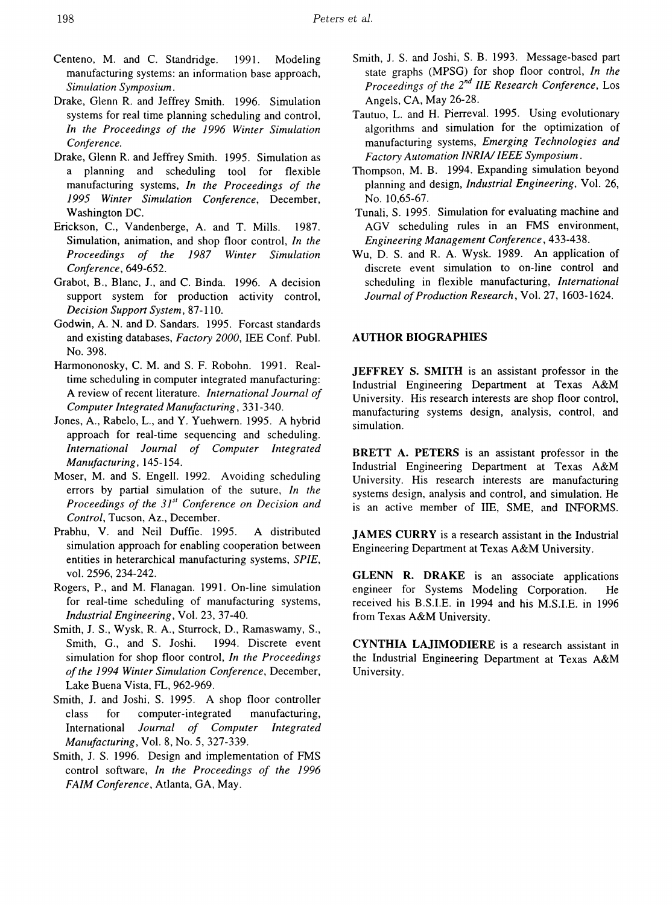Centeno, M. and C. Standridge. 1991. Modeling manufacturing systems: an information base approach, *Simulation Symposium*.

Drake, Glenn R. and Jeffrey Smith. 1996. Simulation systems for real time planning scheduling and control, *In the Proceedings of the 1996 Winter Simulation Conference.*

Drake, Glenn R. and Jeffrey Smith. 1995. Simulation as a planning and scheduling tool for flexible manufacturing systems, *In the Proceedings of the 1995 Winter Simulation Conference*, December, Washington DC.

Erickson, C., Vandenberge, A. and T. Mills. 1987. Simulation, animation, and shop floor control, *In the Proceedings of the 1987 Winter Simulation Conference*, 649-652.

Grabot, B., Blanc, J., and C. Binda. 1996. A decision support system for production activity control, *Decision Support System*, 87-110.

Godwin, A. N. and D. Sandars. 1995. Forcast standards and existing databases, *Factory 2000*, IEE Conf. Publ. No. 398.

Harmononosky, C. M. and S. F. Robohn. 1991. Real-time scheduling in computer integrated manufacturing: A review of recent literature. *International Journal of Computer Integrated Manufacturing*, 331-340.

Jones, A., Rabelo, L., and Y. Yuehwern. 1995. A hybrid approach for real-time sequencing and scheduling. *International Journal of Computer Integrated Manufacturing*, 145-154.

Moser, M. and S. Engell. 1992. Avoiding scheduling errors by partial simulation of the suture, *In the Proceedings of the 31st Conference on Decision and Control*, Tucson, Az., December.

Prabhu, V. and Neil Duffie. 1995. A distributed simulation approach for enabling cooperation between entities in heterarchical manufacturing systems, *SPIE*, vol. 2596, 234-242.

Rogers, P., and M. Flanagan. 1991. On-line simulation for real-time scheduling of manufacturing systems, *Industrial Engineering*, Vol. 23, 37-40.

Smith, J. S., Wysk, R. A., Sturrock, D., Ramaswamy, S., Smith, G., and S. Joshi. 1994. Discrete event simulation for shop floor control, *In the Proceedings of the 1994 Winter Simulation Conference*, December, Lake Buena Vista, FL, 962-969.

Smith, J. and Joshi, S. 1995. A shop floor controller class for computer-integrated manufacturing, International *Journal of Computer Integrated Manufacturing*, Vol. 8, No. 5, 327-339.

Smith, J. S. 1996. Design and implementation of FMS control software, *In the Proceedings of the 1996 FAIM Conference*, Atlanta, GA, May.

Smith, J. S. and Joshi, S. B. 1993. Message-based part state graphs (MPSG) for shop floor control, *In the Proceedings of the 2nd IIE Research Conference*, Los Angels, CA, May 26-28.

Tautuo, L. and H. Pierreval. 1995. Using evolutionary algorithms and simulation for the optimization of manufacturing systems, *Emerging Technologies and Factory Automation INRIA/ IEEE Symposium*.

Thompson, M. B. 1994. Expanding simulation beyond planning and design, *Industrial Engineering*, Vol. 26, No. 10,65-67.

Tunali, S. 1995. Simulation for evaluating machine and AGV scheduling rules in an FMS environment, *Engineering Management Conference*, 433-438.

Wu, D. S. and R. A. Wysk. 1989. An application of discrete event simulation to on-line control and scheduling in flexible manufacturing, *International Journal of Production Research*, Vol. 27, 1603-1624.

## AUTHOR BIOGRAPHIES

**JEFFREY S. SMITH** is an assistant professor in the Industrial Engineering Department at Texas A&M University. His research interests are shop floor control, manufacturing systems design, analysis, control, and simulation.

**BRETT A. PETERS** is an assistant professor in the Industrial Engineering Department at Texas A&M University. His research interests are manufacturing systems design, analysis and control, and simulation. He is an active member of IIE, SME, and INFORMS.

**JAMES CURRY** is a research assistant in the Industrial Engineering Department at Texas A&M University.

**GLENN R. DRAKE** is an associate applications engineer for Systems Modeling Corporation. He received his B.S.I.E. in 1994 and his M.S.I.E. in 1996 from Texas A&M University.

**CYNTHIA LAJIMODIERE** is a research assistant in the Industrial Engineering Department at Texas A&M University.